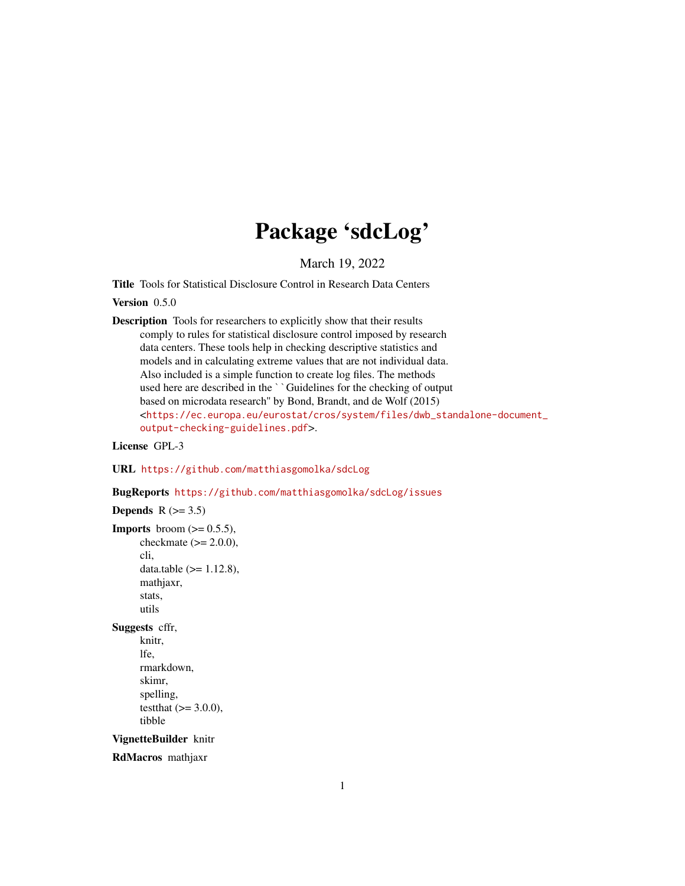# Package 'sdcLog'

March 19, 2022

**Title** Tools for Statistical Disclosure Control in Research Data Centers

**Version** 0.5.0

**Description** Tools for researchers to explicitly show that their results comply to rules for statistical disclosure control imposed by research data centers. These tools help in checking descriptive statistics and models and in calculating extreme values that are not individual data. Also included is a simple function to create log files. The methods used here are described in the ``Guidelines for the checking of output based on microdata research'' by Bond, Brandt, and de Wolf (2015) <https://ec.europa.eu/eurostat/cros/system/files/dwb_standalone-document_output-checking-guidelines.pdf>.

**License** GPL-3

**URL** https://github.com/matthiasgomolka/sdcLog

**BugReports** https://github.com/matthiasgomolka/sdcLog/issues

**Depends** R (>= 3.5)

**Imports** broom (>= 0.5.5),
checkmate (>= 2.0.0),
cli,
data.table (>= 1.12.8),
mathjaxr,
stats,
utils

**Suggests** cffr,
knitr,
lfe,
rmarkdown,
skimr,
spelling,
testthat (>= 3.0.0),
tibble

**VignetteBuilder** knitr

**RdMacros** mathjaxr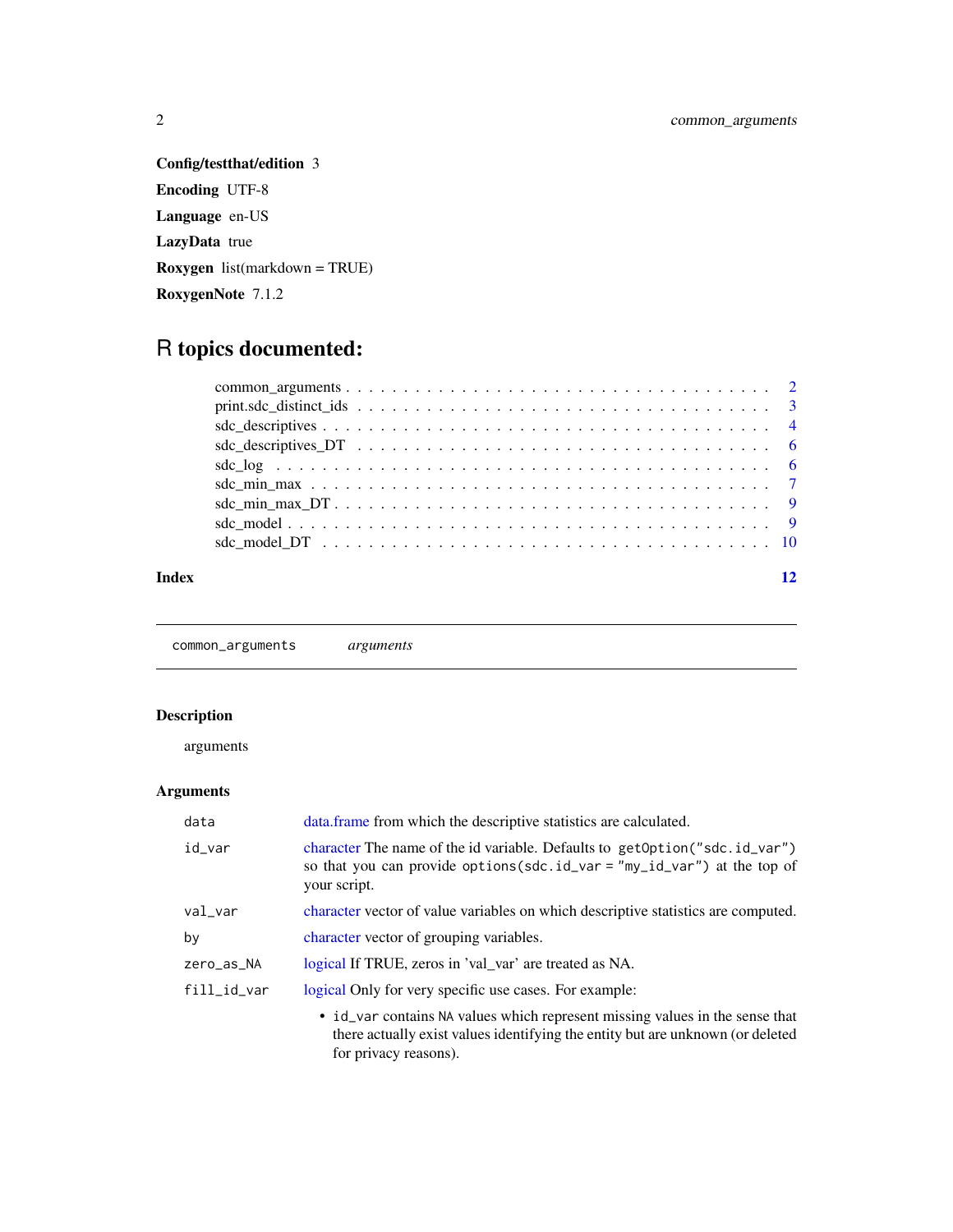**Config/testthat/edition** 3

**Encoding** UTF-8

**Language** en-US

**LazyData** true

**Roxygen** list(markdown = TRUE)

**RoxygenNote** 7.1.2

# R topics documented:

| | |
|---|---|
| common_arguments | 2 |
| print.sdc_distinct_ids | 3 |
| sdc_descriptives | 4 |
| sdc_descriptives_DT | 6 |
| sdc_log | 6 |
| sdc_min_max | 7 |
| sdc_min_max_DT | 9 |
| sdc_model | 9 |
| sdc_model_DT | 10 |

**Index** **12**

---

`common_arguments` *arguments*

---

## Description

arguments

## Arguments

| | |
|---|---|
| `data` | data.frame from which the descriptive statistics are calculated. |
| `id_var` | character The name of the id variable. Defaults to `getOption("sdc.id_var")` so that you can provide `options(sdc.id_var = "my_id_var")` at the top of your script. |
| `val_var` | character vector of value variables on which descriptive statistics are computed. |
| `by` | character vector of grouping variables. |
| `zero_as_NA` | logical If TRUE, zeros in 'val_var' are treated as NA. |
| `fill_id_var` | logical Only for very specific use cases. For example: |

- `id_var` contains `NA` values which represent missing values in the sense that there actually exist values identifying the entity but are unknown (or deleted for privacy reasons).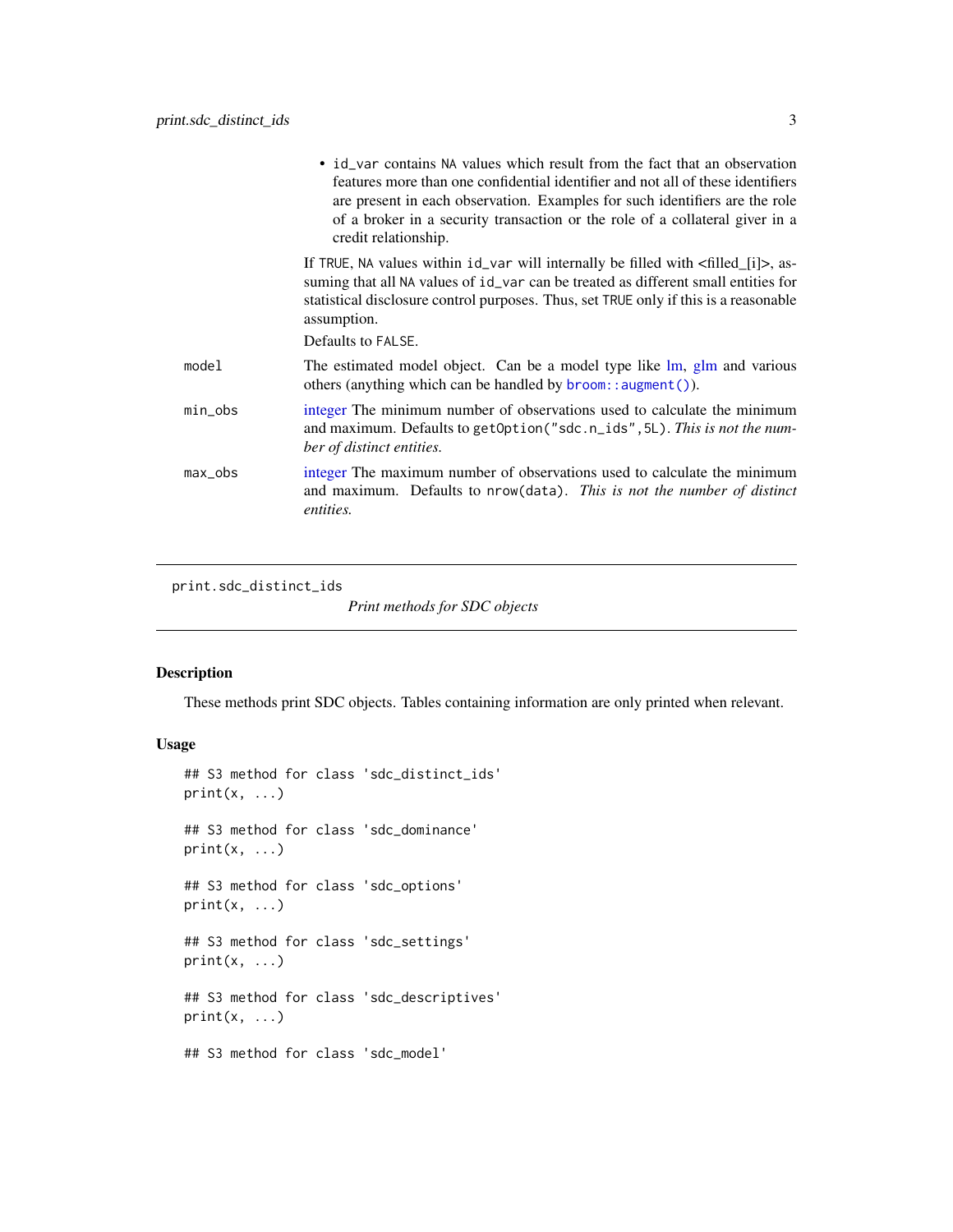- `id_var` contains `NA` values which result from the fact that an observation features more than one confidential identifier and not all of these identifiers are present in each observation. Examples for such identifiers are the role of a broker in a security transaction or the role of a collateral giver in a credit relationship.

  If `TRUE`, `NA` values within `id_var` will internally be filled with <filled_[i]>, assuming that all `NA` values of `id_var` can be treated as different small entities for statistical disclosure control purposes. Thus, set `TRUE` only if this is a reasonable assumption.

  Defaults to `FALSE`.

| | |
|---|---|
| `model` | The estimated model object. Can be a model type like lm, glm and various others (anything which can be handled by `broom::augment()`). |
| `min_obs` | integer The minimum number of observations used to calculate the minimum and maximum. Defaults to `getOption("sdc.n_ids",5L)`. *This is not the number of distinct entities.* |
| `max_obs` | integer The maximum number of observations used to calculate the minimum and maximum. Defaults to `nrow(data)`. *This is not the number of distinct entities.* |

---

`print.sdc_distinct_ids` *Print methods for SDC objects*

---

## Description

These methods print SDC objects. Tables containing information are only printed when relevant.

## Usage

```
## S3 method for class 'sdc_distinct_ids'
print(x, ...)

## S3 method for class 'sdc_dominance'
print(x, ...)

## S3 method for class 'sdc_options'
print(x, ...)

## S3 method for class 'sdc_settings'
print(x, ...)

## S3 method for class 'sdc_descriptives'
print(x, ...)

## S3 method for class 'sdc_model'
```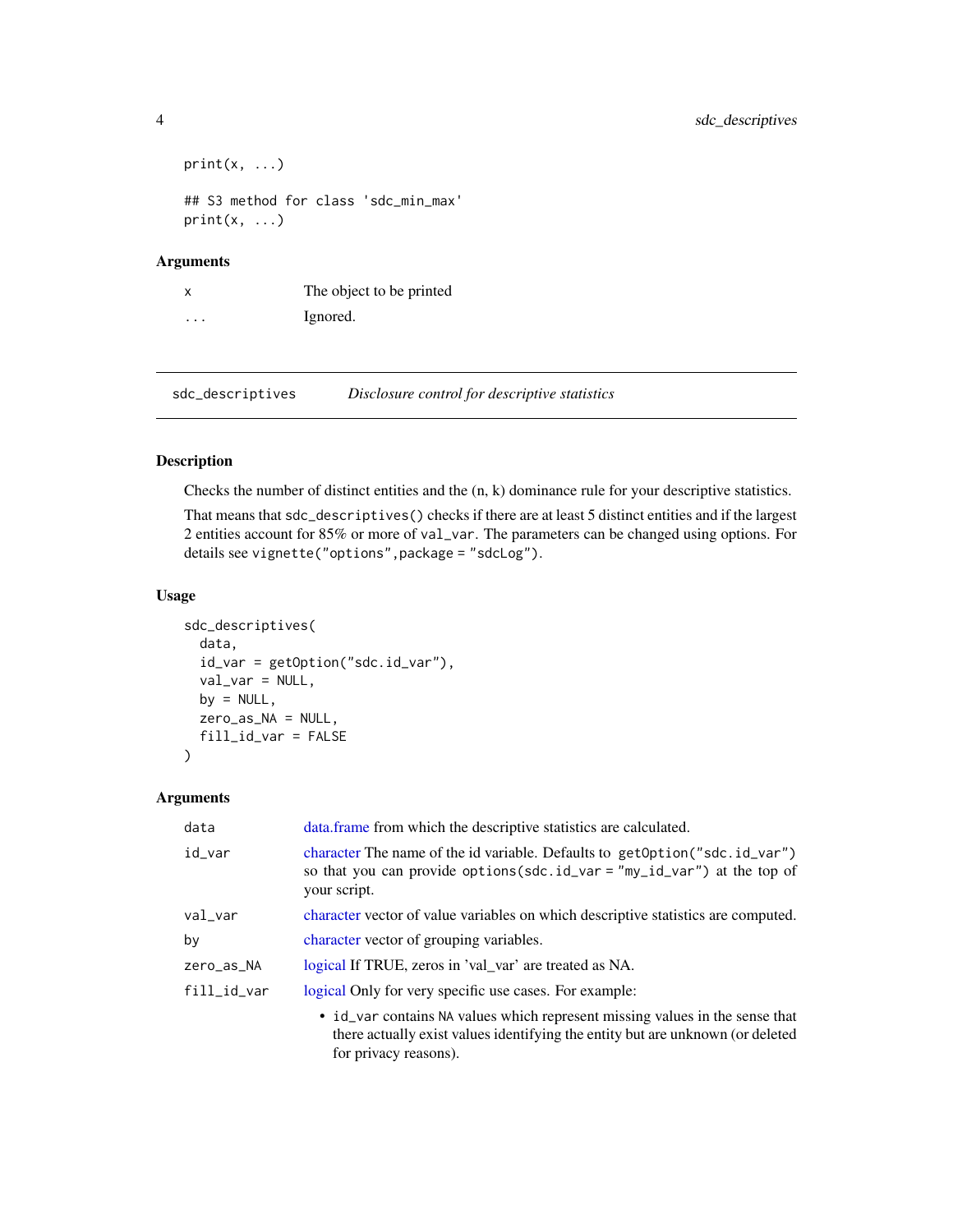```
print(x, ...)

## S3 method for class 'sdc_min_max'
print(x, ...)
```

### Arguments

| | |
|---|---|
| x | The object to be printed |
| ... | Ignored. |

---

## sdc_descriptives *Disclosure control for descriptive statistics*

---

### Description

Checks the number of distinct entities and the (n, k) dominance rule for your descriptive statistics.

That means that `sdc_descriptives()` checks if there are at least 5 distinct entities and if the largest 2 entities account for 85% or more of `val_var`. The parameters can be changed using options. For details see `vignette("options",package = "sdcLog")`.

### Usage

```
sdc_descriptives(
  data,
  id_var = getOption("sdc.id_var"),
  val_var = NULL,
  by = NULL,
  zero_as_NA = NULL,
  fill_id_var = FALSE
)
```

### Arguments

| | |
|---|---|
| data | data.frame from which the descriptive statistics are calculated. |
| id_var | character The name of the id variable. Defaults to `getOption("sdc.id_var")` so that you can provide `options(sdc.id_var = "my_id_var")` at the top of your script. |
| val_var | character vector of value variables on which descriptive statistics are computed. |
| by | character vector of grouping variables. |
| zero_as_NA | logical If TRUE, zeros in 'val_var' are treated as NA. |
| fill_id_var | logical Only for very specific use cases. For example:<br>• `id_var` contains `NA` values which represent missing values in the sense that there actually exist values identifying the entity but are unknown (or deleted for privacy reasons). |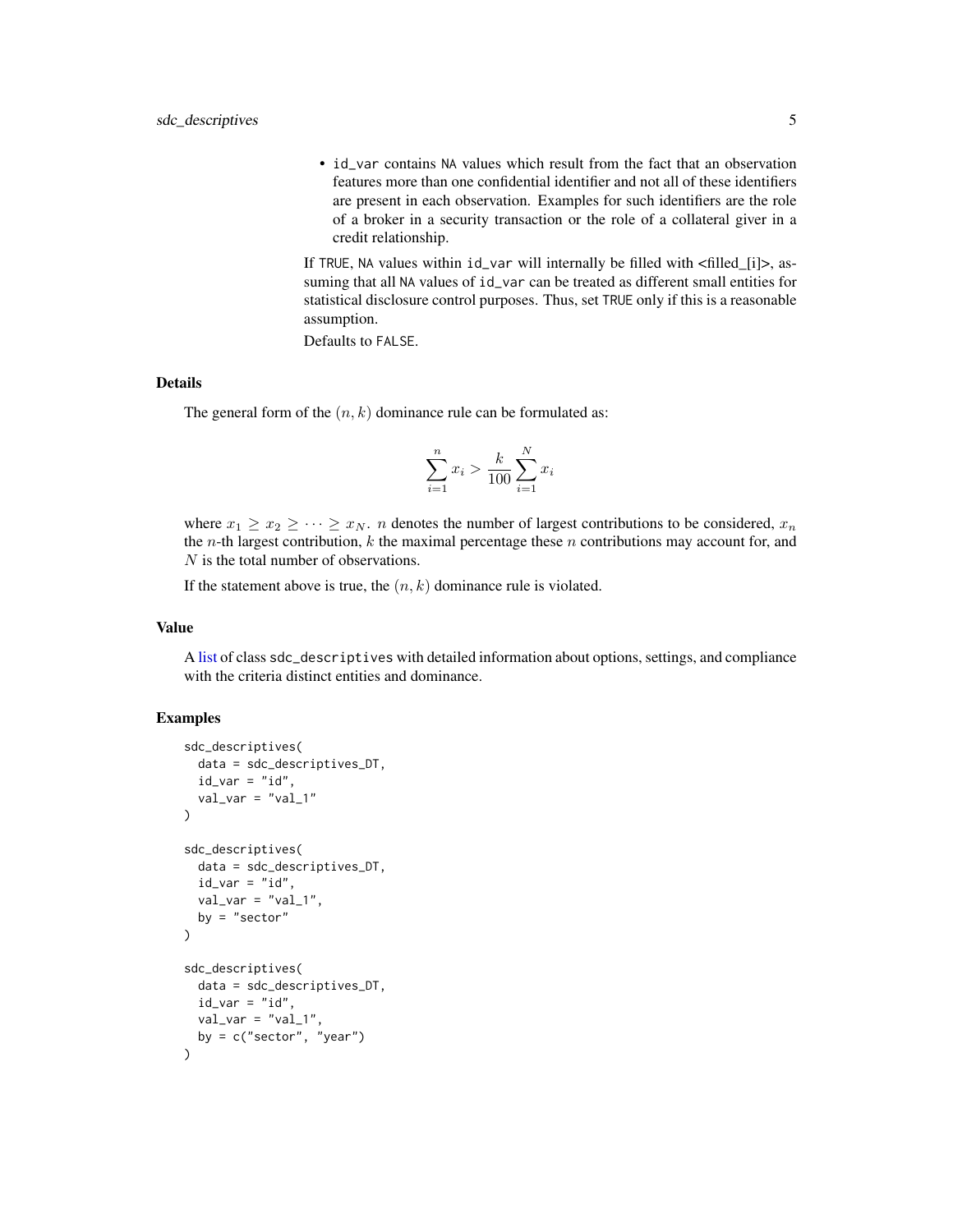- `id_var` contains `NA` values which result from the fact that an observation features more than one confidential identifier and not all of these identifiers are present in each observation. Examples for such identifiers are the role of a broker in a security transaction or the role of a collateral giver in a credit relationship.

If `TRUE`, `NA` values within `id_var` will internally be filled with <filled_[i]>, assuming that all `NA` values of `id_var` can be treated as different small entities for statistical disclosure control purposes. Thus, set `TRUE` only if this is a reasonable assumption.

Defaults to `FALSE`.

### Details

The general form of the $(n, k)$ dominance rule can be formulated as:

$$\sum_{i=1}^{n} x_i > \frac{k}{100} \sum_{i=1}^{N} x_i$$

where $x_1 \geq x_2 \geq \cdots \geq x_N$. $n$ denotes the number of largest contributions to be considered, $x_n$ the $n$-th largest contribution, $k$ the maximal percentage these $n$ contributions may account for, and $N$ is the total number of observations.

If the statement above is true, the $(n, k)$ dominance rule is violated.

### Value

A list of class `sdc_descriptives` with detailed information about options, settings, and compliance with the criteria distinct entities and dominance.

### Examples

```
sdc_descriptives(
  data = sdc_descriptives_DT,
  id_var = "id",
  val_var = "val_1"
)

sdc_descriptives(
  data = sdc_descriptives_DT,
  id_var = "id",
  val_var = "val_1",
  by = "sector"
)

sdc_descriptives(
  data = sdc_descriptives_DT,
  id_var = "id",
  val_var = "val_1",
  by = c("sector", "year")
)
```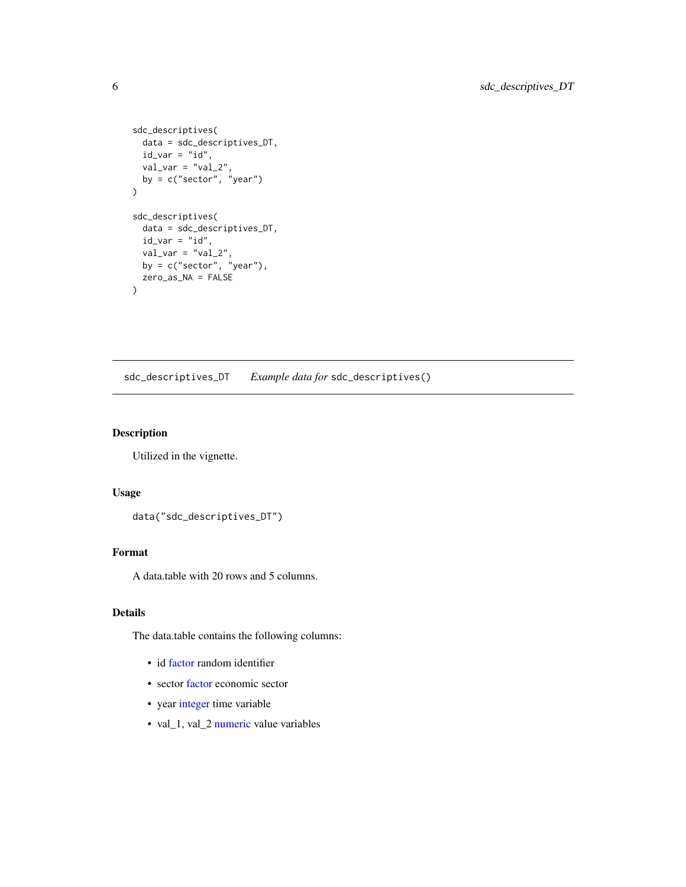```
sdc_descriptives(
  data = sdc_descriptives_DT,
  id_var = "id",
  val_var = "val_2",
  by = c("sector", "year")
)

sdc_descriptives(
  data = sdc_descriptives_DT,
  id_var = "id",
  val_var = "val_2",
  by = c("sector", "year"),
  zero_as_NA = FALSE
)
```

---

## sdc_descriptives_DT    *Example data for* `sdc_descriptives()`

---

### Description

Utilized in the vignette.

### Usage

```
data("sdc_descriptives_DT")
```

### Format

A data.table with 20 rows and 5 columns.

### Details

The data.table contains the following columns:

- id factor random identifier
- sector factor economic sector
- year integer time variable
- val_1, val_2 numeric value variables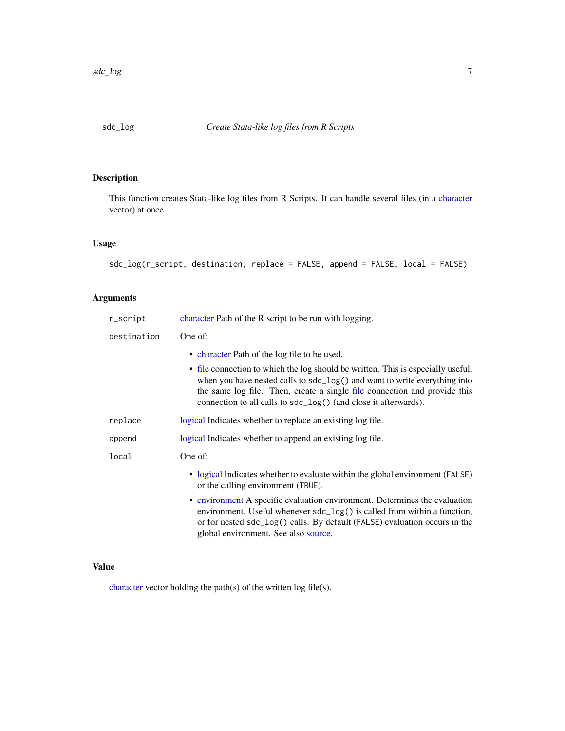# sdc_log — *Create Stata-like log files from R Scripts*

## Description

This function creates Stata-like log files from R Scripts. It can handle several files (in a character vector) at once.

## Usage

```
sdc_log(r_script, destination, replace = FALSE, append = FALSE, local = FALSE)
```

## Arguments

`r_script` — character Path of the R script to be run with logging.

`destination` — One of:

- character Path of the log file to be used.
- file connection to which the log should be written. This is especially useful, when you have nested calls to `sdc_log()` and want to write everything into the same log file. Then, create a single file connection and provide this connection to all calls to `sdc_log()` (and close it afterwards).

`replace` — logical Indicates whether to replace an existing log file.

`append` — logical Indicates whether to append an existing log file.

`local` — One of:

- logical Indicates whether to evaluate within the global environment (`FALSE`) or the calling environment (`TRUE`).
- environment A specific evaluation environment. Determines the evaluation environment. Useful whenever `sdc_log()` is called from within a function, or for nested `sdc_log()` calls. By default (`FALSE`) evaluation occurs in the global environment. See also source.

## Value

character vector holding the path(s) of the written log file(s).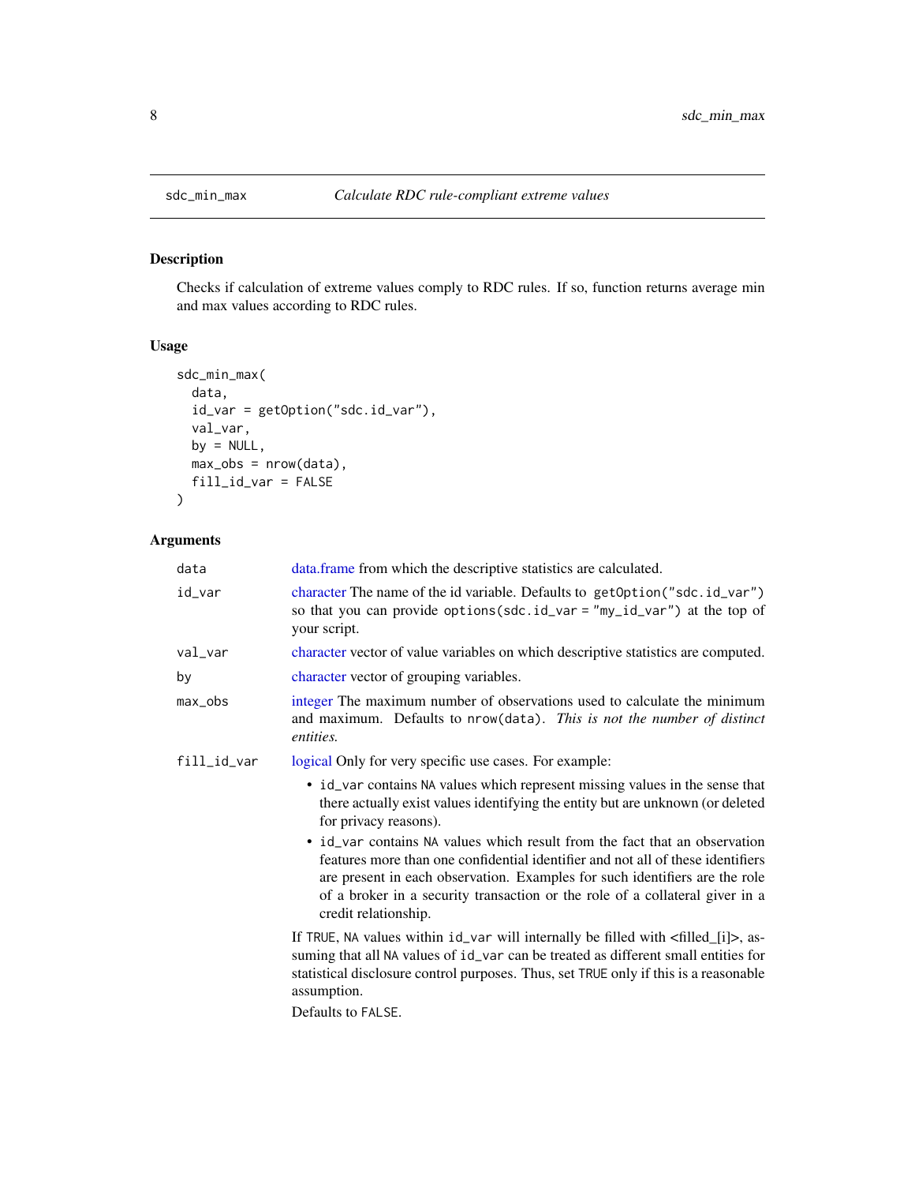## sdc_min_max — *Calculate RDC rule-compliant extreme values*

### Description

Checks if calculation of extreme values comply to RDC rules. If so, function returns average min and max values according to RDC rules.

### Usage

```
sdc_min_max(
  data,
  id_var = getOption("sdc.id_var"),
  val_var,
  by = NULL,
  max_obs = nrow(data),
  fill_id_var = FALSE
)
```

### Arguments

| | |
|---|---|
| data | data.frame from which the descriptive statistics are calculated. |
| id_var | character The name of the id variable. Defaults to `getOption("sdc.id_var")` so that you can provide `options(sdc.id_var = "my_id_var")` at the top of your script. |
| val_var | character vector of value variables on which descriptive statistics are computed. |
| by | character vector of grouping variables. |
| max_obs | integer The maximum number of observations used to calculate the minimum and maximum. Defaults to `nrow(data)`. *This is not the number of distinct entities.* |
| fill_id_var | logical Only for very specific use cases. For example:<br>• `id_var` contains `NA` values which represent missing values in the sense that there actually exist values identifying the entity but are unknown (or deleted for privacy reasons).<br>• `id_var` contains `NA` values which result from the fact that an observation features more than one confidential identifier and not all of these identifiers are present in each observation. Examples for such identifiers are the role of a broker in a security transaction or the role of a collateral giver in a credit relationship.<br>If `TRUE`, `NA` values within `id_var` will internally be filled with <filled_[i]>, assuming that all `NA` values of `id_var` can be treated as different small entities for statistical disclosure control purposes. Thus, set `TRUE` only if this is a reasonable assumption.<br>Defaults to `FALSE`. |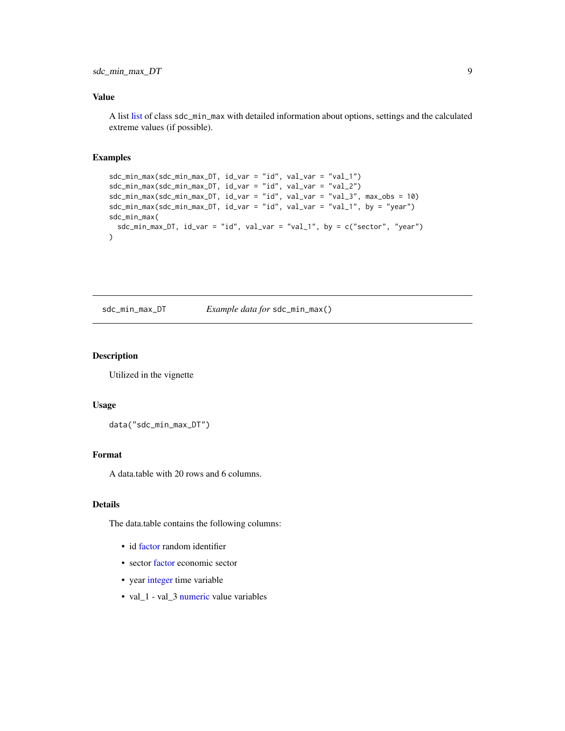### Value

A list list of class sdc_min_max with detailed information about options, settings and the calculated extreme values (if possible).

### Examples

```
sdc_min_max(sdc_min_max_DT, id_var = "id", val_var = "val_1")
sdc_min_max(sdc_min_max_DT, id_var = "id", val_var = "val_2")
sdc_min_max(sdc_min_max_DT, id_var = "id", val_var = "val_3", max_obs = 10)
sdc_min_max(sdc_min_max_DT, id_var = "id", val_var = "val_1", by = "year")
sdc_min_max(
  sdc_min_max_DT, id_var = "id", val_var = "val_1", by = c("sector", "year")
)
```

---

## sdc_min_max_DT — *Example data for* sdc_min_max()

### Description

Utilized in the vignette

### Usage

```
data("sdc_min_max_DT")
```

### Format

A data.table with 20 rows and 6 columns.

### Details

The data.table contains the following columns:

- id factor random identifier
- sector factor economic sector
- year integer time variable
- val_1 - val_3 numeric value variables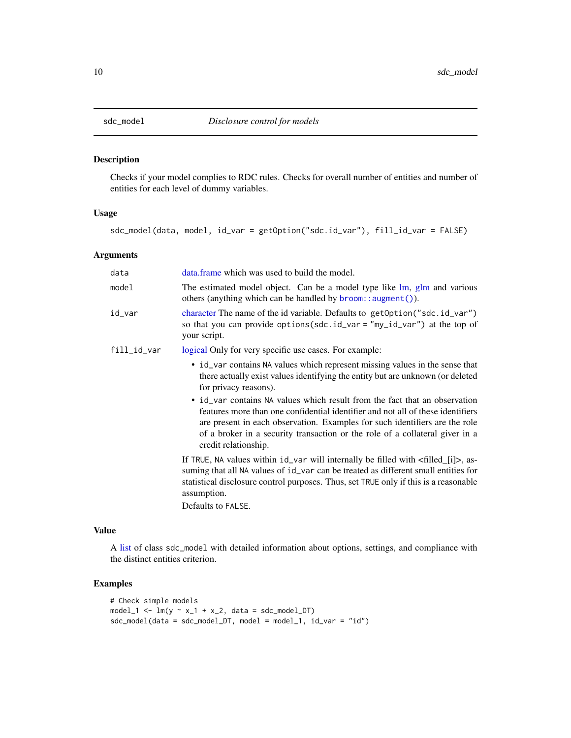# sdc_model — *Disclosure control for models*

## Description

Checks if your model complies to RDC rules. Checks for overall number of entities and number of entities for each level of dummy variables.

## Usage

```
sdc_model(data, model, id_var = getOption("sdc.id_var"), fill_id_var = FALSE)
```

## Arguments

| | |
|---|---|
| `data` | data.frame which was used to build the model. |
| `model` | The estimated model object. Can be a model type like lm, glm and various others (anything which can be handled by `broom::augment()`). |
| `id_var` | character The name of the id variable. Defaults to `getOption("sdc.id_var")` so that you can provide `options(sdc.id_var = "my_id_var")` at the top of your script. |
| `fill_id_var` | logical Only for very specific use cases. For example: <br>• `id_var` contains `NA` values which represent missing values in the sense that there actually exist values identifying the entity but are unknown (or deleted for privacy reasons). <br>• `id_var` contains `NA` values which result from the fact that an observation features more than one confidential identifier and not all of these identifiers are present in each observation. Examples for such identifiers are the role of a broker in a security transaction or the role of a collateral giver in a credit relationship. <br>If `TRUE`, `NA` values within `id_var` will internally be filled with <filled_[i]>, assuming that all `NA` values of `id_var` can be treated as different small entities for statistical disclosure control purposes. Thus, set `TRUE` only if this is a reasonable assumption. <br>Defaults to `FALSE`. |

## Value

A list of class `sdc_model` with detailed information about options, settings, and compliance with the distinct entities criterion.

## Examples

```
# Check simple models
model_1 <- lm(y ~ x_1 + x_2, data = sdc_model_DT)
sdc_model(data = sdc_model_DT, model = model_1, id_var = "id")
```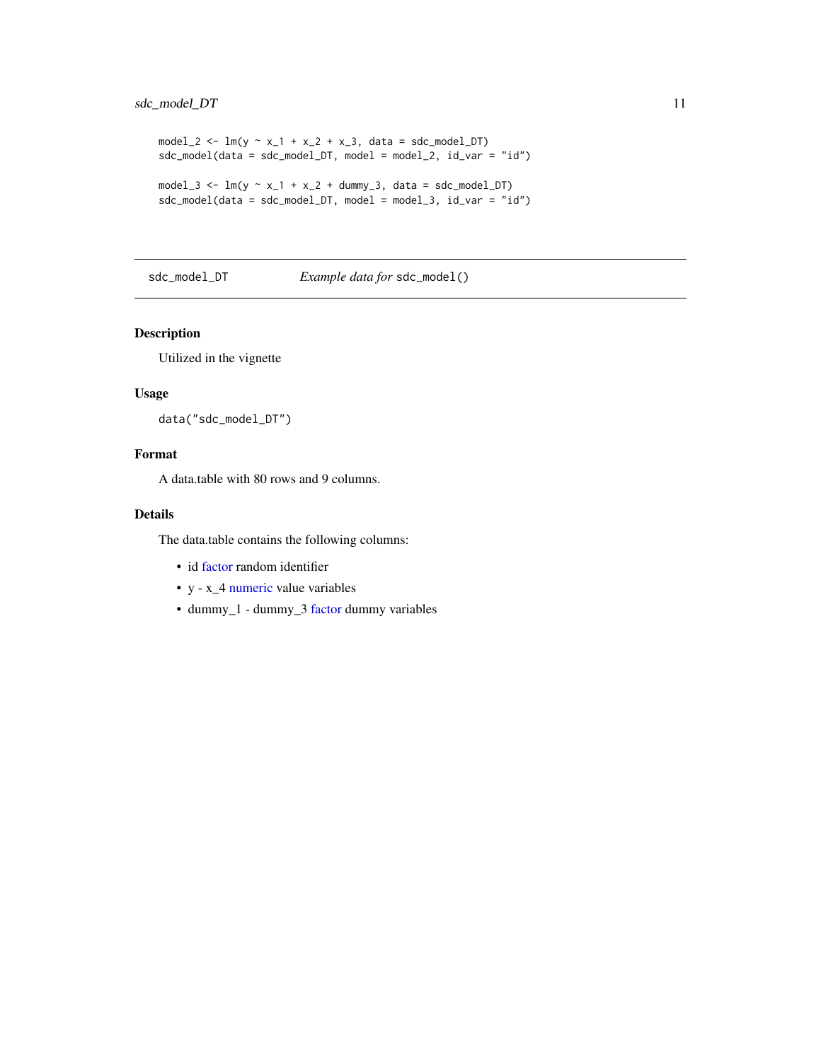```
model_2 <- lm(y ~ x_1 + x_2 + x_3, data = sdc_model_DT)
sdc_model(data = sdc_model_DT, model = model_2, id_var = "id")

model_3 <- lm(y ~ x_1 + x_2 + dummy_3, data = sdc_model_DT)
sdc_model(data = sdc_model_DT, model = model_3, id_var = "id")
```

## sdc_model_DT — *Example data for* `sdc_model()`

### Description

Utilized in the vignette

### Usage

```
data("sdc_model_DT")
```

### Format

A data.table with 80 rows and 9 columns.

### Details

The data.table contains the following columns:

- id factor random identifier
- y - x_4 numeric value variables
- dummy_1 - dummy_3 factor dummy variables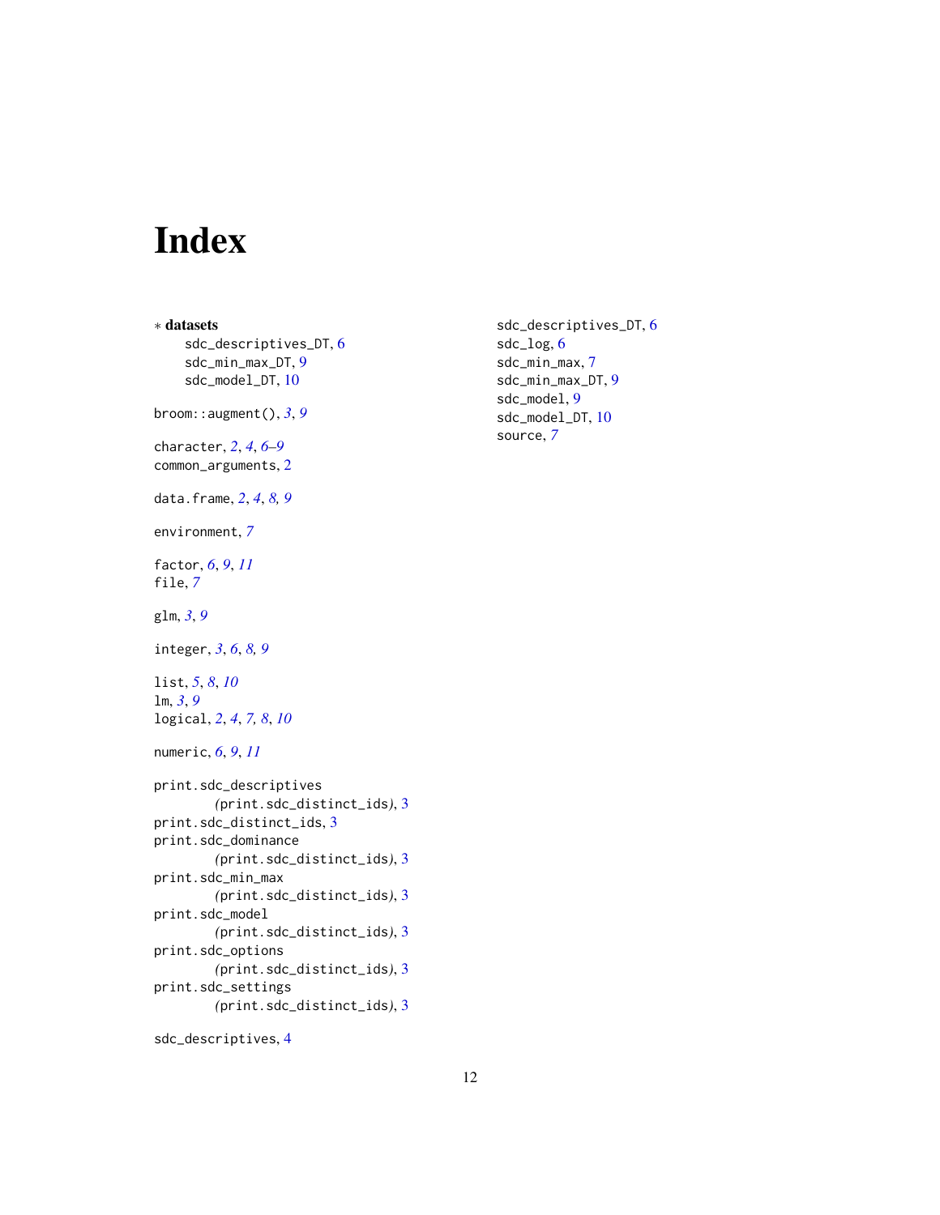# Index

\* **datasets**
    sdc_descriptives_DT, 6
    sdc_min_max_DT, 9
    sdc_model_DT, 10

broom::augment(), *3*, *9*

character, *2*, *4*, *6–9*
common_arguments, 2

data.frame, *2*, *4*, *8*, *9*

environment, *7*

factor, *6*, *9*, *11*
file, *7*

glm, *3*, *9*

integer, *3*, *6*, *8*, *9*

list, *5*, *8*, *10*
lm, *3*, *9*
logical, *2*, *4*, *7*, *8*, *10*

numeric, *6*, *9*, *11*

print.sdc_descriptives
    (print.sdc_distinct_ids), 3
print.sdc_distinct_ids, 3
print.sdc_dominance
    (print.sdc_distinct_ids), 3
print.sdc_min_max
    (print.sdc_distinct_ids), 3
print.sdc_model
    (print.sdc_distinct_ids), 3
print.sdc_options
    (print.sdc_distinct_ids), 3
print.sdc_settings
    (print.sdc_distinct_ids), 3

sdc_descriptives, 4
sdc_descriptives_DT, 6
sdc_log, 6
sdc_min_max, 7
sdc_min_max_DT, 9
sdc_model, 9
sdc_model_DT, 10
source, *7*